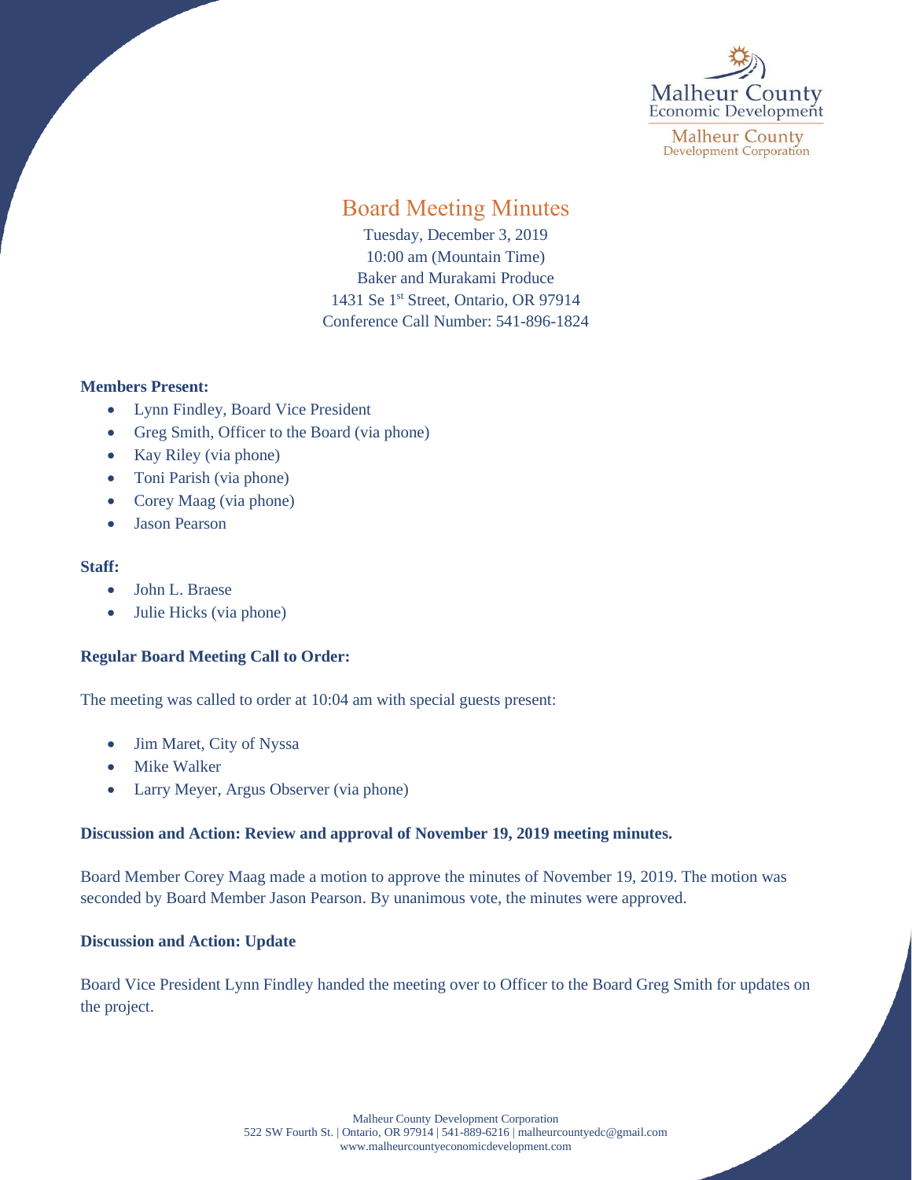Malheur County
Economic Development

Malheur County
Development Corporation

# Board Meeting Minutes

Tuesday, December 3, 2019
10:00 am (Mountain Time)
Baker and Murakami Produce
1431 Se 1st Street, Ontario, OR 97914
Conference Call Number: 541-896-1824

**Members Present:**

- Lynn Findley, Board Vice President
- Greg Smith, Officer to the Board (via phone)
- Kay Riley (via phone)
- Toni Parish (via phone)
- Corey Maag (via phone)
- Jason Pearson

**Staff:**

- John L. Braese
- Julie Hicks (via phone)

**Regular Board Meeting Call to Order:**

The meeting was called to order at 10:04 am with special guests present:

- Jim Maret, City of Nyssa
- Mike Walker
- Larry Meyer, Argus Observer (via phone)

**Discussion and Action: Review and approval of November 19, 2019 meeting minutes.**

Board Member Corey Maag made a motion to approve the minutes of November 19, 2019. The motion was seconded by Board Member Jason Pearson. By unanimous vote, the minutes were approved.

**Discussion and Action: Update**

Board Vice President Lynn Findley handed the meeting over to Officer to the Board Greg Smith for updates on the project.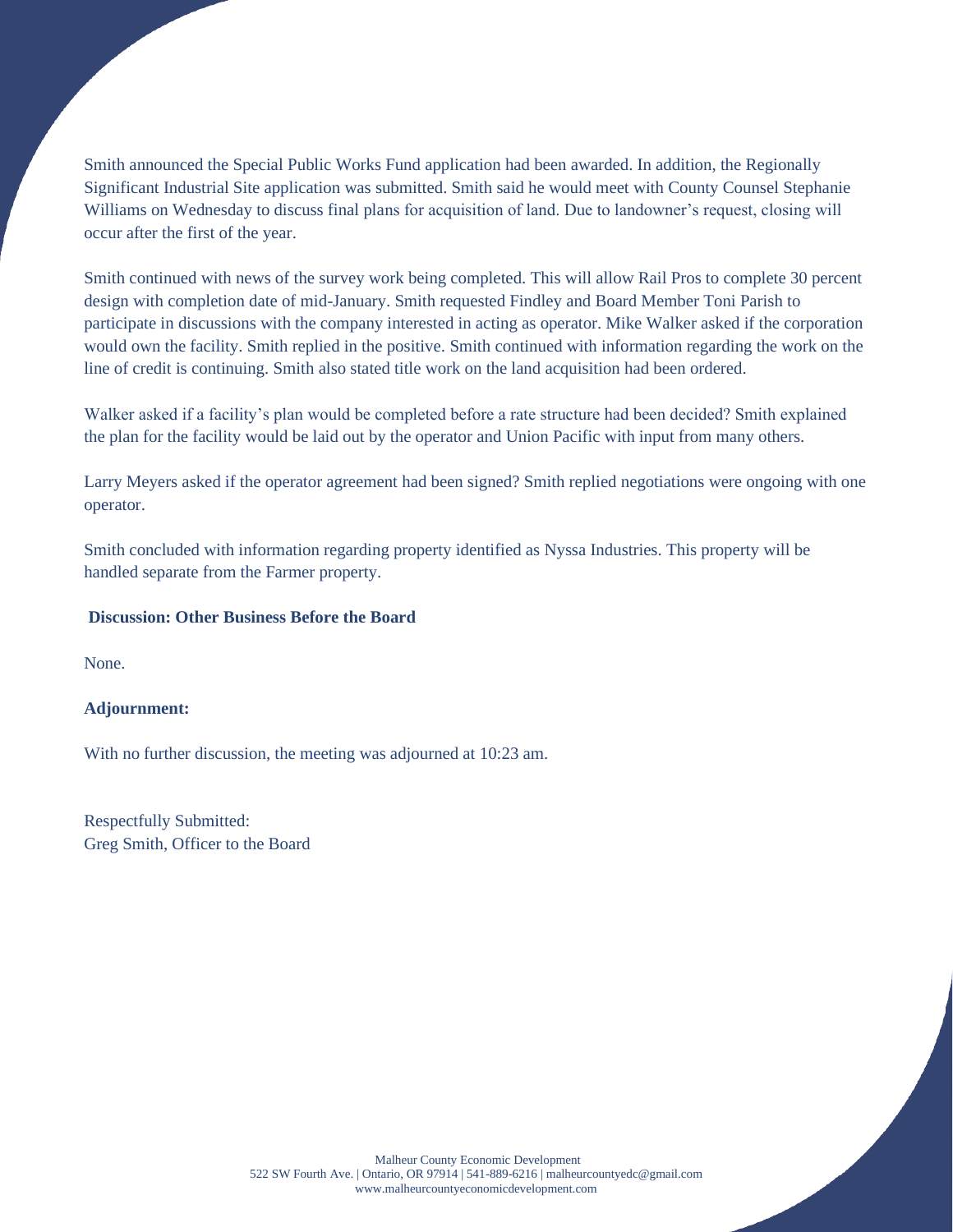Smith announced the Special Public Works Fund application had been awarded. In addition, the Regionally Significant Industrial Site application was submitted. Smith said he would meet with County Counsel Stephanie Williams on Wednesday to discuss final plans for acquisition of land. Due to landowner's request, closing will occur after the first of the year.

Smith continued with news of the survey work being completed. This will allow Rail Pros to complete 30 percent design with completion date of mid-January. Smith requested Findley and Board Member Toni Parish to participate in discussions with the company interested in acting as operator. Mike Walker asked if the corporation would own the facility. Smith replied in the positive. Smith continued with information regarding the work on the line of credit is continuing. Smith also stated title work on the land acquisition had been ordered.

Walker asked if a facility's plan would be completed before a rate structure had been decided? Smith explained the plan for the facility would be laid out by the operator and Union Pacific with input from many others.

Larry Meyers asked if the operator agreement had been signed? Smith replied negotiations were ongoing with one operator.

Smith concluded with information regarding property identified as Nyssa Industries. This property will be handled separate from the Farmer property.

**Discussion: Other Business Before the Board**

None.

**Adjournment:**

With no further discussion, the meeting was adjourned at 10:23 am.

Respectfully Submitted:
Greg Smith, Officer to the Board